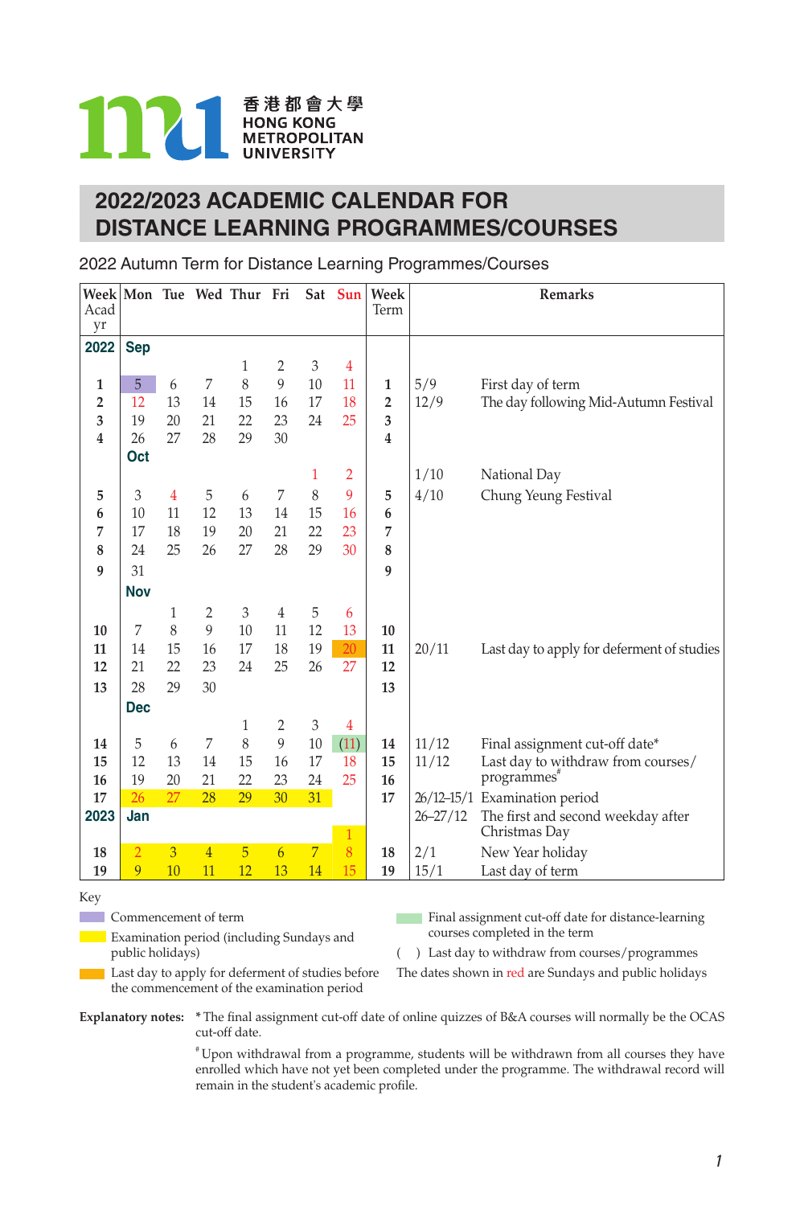香港都會大學
HONG KONG METROPOLITAN UNIVERSITY

# 2022/2023 ACADEMIC CALENDAR FOR DISTANCE LEARNING PROGRAMMES/COURSES

2022 Autumn Term for Distance Learning Programmes/Courses

| Week Acad yr | Mon | Tue | Wed | Thur | Fri | Sat | Sun | Week Term | Remarks | |
|---|---|---|---|---|---|---|---|---|---|---|
| **2022** | **Sep** | | | | | | | | | |
| | | | | 1 | 2 | 3 | 4 | | | |
| 1 | 5 | 6 | 7 | 8 | 9 | 10 | 11 | 1 | 5/9 | First day of term |
| 2 | 12 | 13 | 14 | 15 | 16 | 17 | 18 | 2 | 12/9 | The day following Mid-Autumn Festival |
| 3 | 19 | 20 | 21 | 22 | 23 | 24 | 25 | 3 | | |
| 4 | 26 | 27 | 28 | 29 | 30 | | | 4 | | |
| | **Oct** | | | | | | | | | |
| | | | | | | 1 | 2 | | 1/10 | National Day |
| 5 | 3 | 4 | 5 | 6 | 7 | 8 | 9 | 5 | 4/10 | Chung Yeung Festival |
| 6 | 10 | 11 | 12 | 13 | 14 | 15 | 16 | 6 | | |
| 7 | 17 | 18 | 19 | 20 | 21 | 22 | 23 | 7 | | |
| 8 | 24 | 25 | 26 | 27 | 28 | 29 | 30 | 8 | | |
| 9 | 31 | | | | | | | 9 | | |
| | **Nov** | | | | | | | | | |
| | | 1 | 2 | 3 | 4 | 5 | 6 | | | |
| 10 | 7 | 8 | 9 | 10 | 11 | 12 | 13 | 10 | | |
| 11 | 14 | 15 | 16 | 17 | 18 | 19 | 20 | 11 | 20/11 | Last day to apply for deferment of studies |
| 12 | 21 | 22 | 23 | 24 | 25 | 26 | 27 | 12 | | |
| 13 | 28 | 29 | 30 | | | | | 13 | | |
| | **Dec** | | | | | | | | | |
| | | | | 1 | 2 | 3 | 4 | | | |
| 14 | 5 | 6 | 7 | 8 | 9 | 10 | (11) | 14 | 11/12 | Final assignment cut-off date* |
| 15 | 12 | 13 | 14 | 15 | 16 | 17 | 18 | 15 | 11/12 | Last day to withdraw from courses/programmes# |
| 16 | 19 | 20 | 21 | 22 | 23 | 24 | 25 | 16 | | |
| 17 | 26 | 27 | 28 | 29 | 30 | 31 | | 17 | 26/12–15/1 | Examination period |
| **2023** | **Jan** | | | | | | | | 26–27/12 | The first and second weekday after Christmas Day |
| | | | | | | | 1 | | | |
| 18 | 2 | 3 | 4 | 5 | 6 | 7 | 8 | 18 | 2/1 | New Year holiday |
| 19 | 9 | 10 | 11 | 12 | 13 | 14 | 15 | 19 | 15/1 | Last day of term |

Key

- Commencement of term (purple)
- Examination period (including Sundays and public holidays) (yellow)
- Last day to apply for deferment of studies before the commencement of the examination period (orange)
- Final assignment cut-off date for distance-learning courses completed in the term (green)
- ( ) Last day to withdraw from courses/programmes
- The dates shown in red are Sundays and public holidays

**Explanatory notes:** * The final assignment cut-off date of online quizzes of B&A courses will normally be the OCAS cut-off date.

# Upon withdrawal from a programme, students will be withdrawn from all courses they have enrolled which have not yet been completed under the programme. The withdrawal record will remain in the student's academic profile.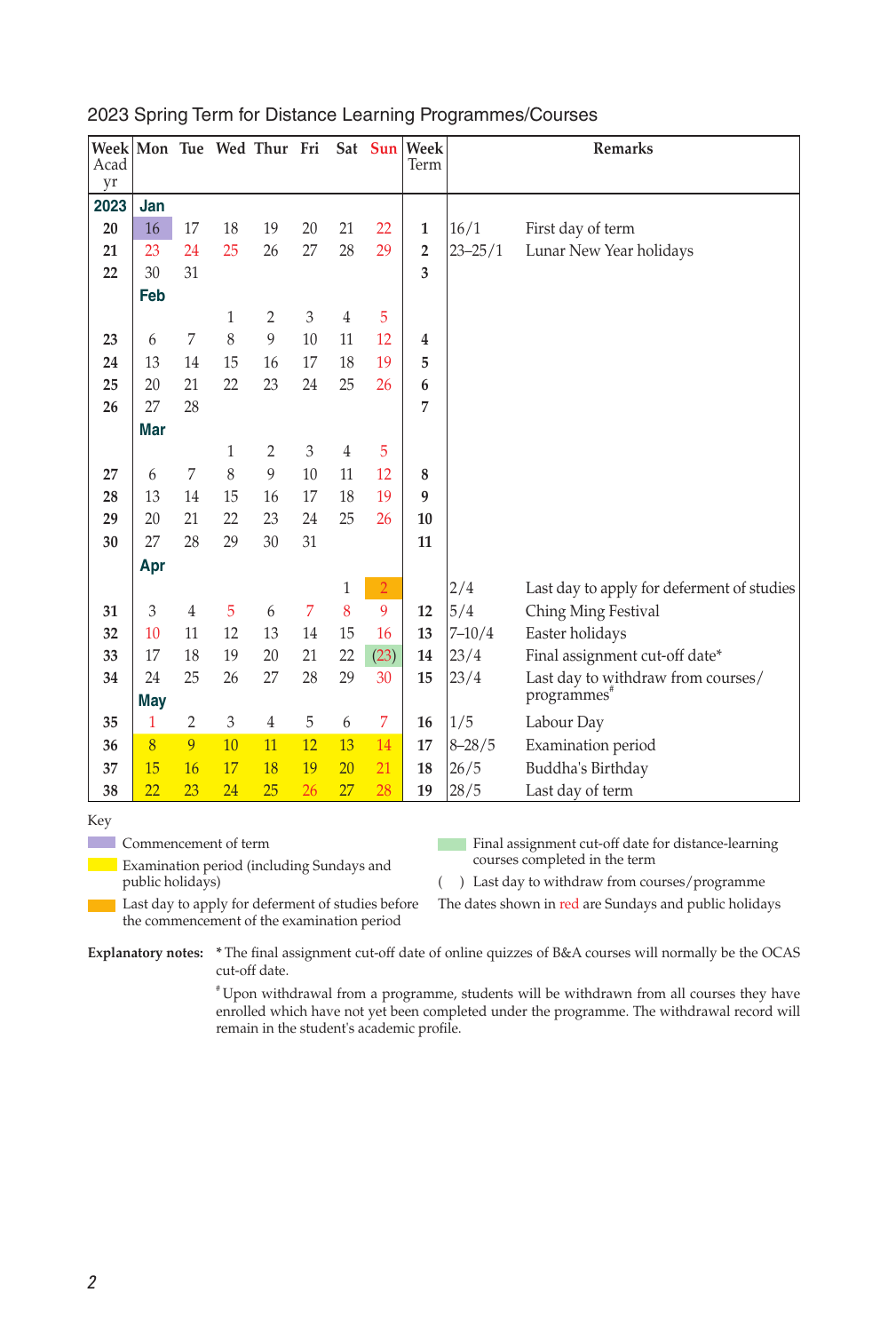## 2023 Spring Term for Distance Learning Programmes/Courses

| Week Acad yr | Mon | Tue | Wed | Thur | Fri | Sat | Sun | Week Term | Remarks | |
|---|---|---|---|---|---|---|---|---|---|---|
| **2023** | **Jan** | | | | | | | | | |
| **20** | 16 | 17 | 18 | 19 | 20 | 21 | 22 | **1** | 16/1 | First day of term |
| **21** | 23 | 24 | 25 | 26 | 27 | 28 | 29 | **2** | 23–25/1 | Lunar New Year holidays |
| **22** | 30 | 31 | | | | | | **3** | | |
| | **Feb** | | | | | | | | | |
| | | | 1 | 2 | 3 | 4 | 5 | | | |
| **23** | 6 | 7 | 8 | 9 | 10 | 11 | 12 | **4** | | |
| **24** | 13 | 14 | 15 | 16 | 17 | 18 | 19 | **5** | | |
| **25** | 20 | 21 | 22 | 23 | 24 | 25 | 26 | **6** | | |
| **26** | 27 | 28 | | | | | | **7** | | |
| | **Mar** | | | | | | | | | |
| | | | 1 | 2 | 3 | 4 | 5 | | | |
| **27** | 6 | 7 | 8 | 9 | 10 | 11 | 12 | **8** | | |
| **28** | 13 | 14 | 15 | 16 | 17 | 18 | 19 | **9** | | |
| **29** | 20 | 21 | 22 | 23 | 24 | 25 | 26 | **10** | | |
| **30** | 27 | 28 | 29 | 30 | 31 | | | **11** | | |
| | **Apr** | | | | | | | | | |
| | | | | | | 1 | 2 | | 2/4 | Last day to apply for deferment of studies |
| **31** | 3 | 4 | 5 | 6 | 7 | 8 | 9 | **12** | 5/4 | Ching Ming Festival |
| **32** | 10 | 11 | 12 | 13 | 14 | 15 | 16 | **13** | 7–10/4 | Easter holidays |
| **33** | 17 | 18 | 19 | 20 | 21 | 22 | (23) | **14** | 23/4 | Final assignment cut-off date* |
| **34** | 24 | 25 | 26 | 27 | 28 | 29 | 30 | **15** | 23/4 | Last day to withdraw from courses/ programmes# |
| | **May** | | | | | | | | | |
| **35** | 1 | 2 | 3 | 4 | 5 | 6 | 7 | **16** | 1/5 | Labour Day |
| **36** | 8 | 9 | 10 | 11 | 12 | 13 | 14 | **17** | 8–28/5 | Examination period |
| **37** | 15 | 16 | 17 | 18 | 19 | 20 | 21 | **18** | 26/5 | Buddha's Birthday |
| **38** | 22 | 23 | 24 | 25 | 26 | 27 | 28 | **19** | 28/5 | Last day of term |

Key

- Commencement of term (purple)
- Examination period (including Sundays and public holidays) (yellow)
- Last day to apply for deferment of studies before the commencement of the examination period (orange)
- Final assignment cut-off date for distance-learning courses completed in the term (green)
- ( ) Last day to withdraw from courses/programme
- The dates shown in red are Sundays and public holidays

**Explanatory notes:** * The final assignment cut-off date of online quizzes of B&A courses will normally be the OCAS cut-off date.

# Upon withdrawal from a programme, students will be withdrawn from all courses they have enrolled which have not yet been completed under the programme. The withdrawal record will remain in the student's academic profile.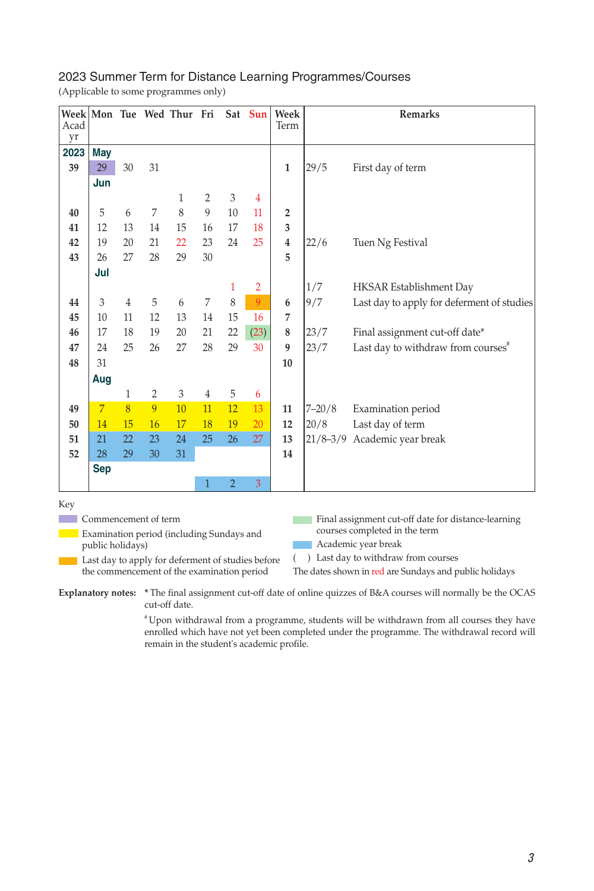## 2023 Summer Term for Distance Learning Programmes/Courses

(Applicable to some programmes only)

| Week Acad yr | Mon | Tue | Wed | Thur | Fri | Sat | Sun | Week Term | Remarks | |
|---|---|---|---|---|---|---|---|---|---|---|
| **2023** | **May** | | | | | | | | | |
| 39 | 29 | 30 | 31 | | | | | 1 | 29/5 | First day of term |
| | **Jun** | | | | | | | | | |
| | | | | 1 | 2 | 3 | 4 | | | |
| 40 | 5 | 6 | 7 | 8 | 9 | 10 | 11 | 2 | | |
| 41 | 12 | 13 | 14 | 15 | 16 | 17 | 18 | 3 | | |
| 42 | 19 | 20 | 21 | 22 | 23 | 24 | 25 | 4 | 22/6 | Tuen Ng Festival |
| 43 | 26 | 27 | 28 | 29 | 30 | | | 5 | | |
| | **Jul** | | | | | | | | | |
| | | | | | | 1 | 2 | | 1/7 | HKSAR Establishment Day |
| 44 | 3 | 4 | 5 | 6 | 7 | 8 | 9 | 6 | 9/7 | Last day to apply for deferment of studies |
| 45 | 10 | 11 | 12 | 13 | 14 | 15 | 16 | 7 | | |
| 46 | 17 | 18 | 19 | 20 | 21 | 22 | (23) | 8 | 23/7 | Final assignment cut-off date* |
| 47 | 24 | 25 | 26 | 27 | 28 | 29 | 30 | 9 | 23/7 | Last day to withdraw from courses# |
| 48 | 31 | | | | | | | 10 | | |
| | **Aug** | | | | | | | | | |
| | | 1 | 2 | 3 | 4 | 5 | 6 | | | |
| 49 | 7 | 8 | 9 | 10 | 11 | 12 | 13 | 11 | 7–20/8 | Examination period |
| 50 | 14 | 15 | 16 | 17 | 18 | 19 | 20 | 12 | 20/8 | Last day of term |
| 51 | 21 | 22 | 23 | 24 | 25 | 26 | 27 | 13 | 21/8–3/9 | Academic year break |
| 52 | 28 | 29 | 30 | 31 | | | | 14 | | |
| | **Sep** | | | | | | | | | |
| | | | | | 1 | 2 | 3 | | | |

Key

- Commencement of term
- Examination period (including Sundays and public holidays)
- Last day to apply for deferment of studies before the commencement of the examination period
- Final assignment cut-off date for distance-learning courses completed in the term
- Academic year break
- ( ) Last day to withdraw from courses

The dates shown in red are Sundays and public holidays

**Explanatory notes:** * The final assignment cut-off date of online quizzes of B&A courses will normally be the OCAS cut-off date.

# Upon withdrawal from a programme, students will be withdrawn from all courses they have enrolled which have not yet been completed under the programme. The withdrawal record will remain in the student's academic profile.